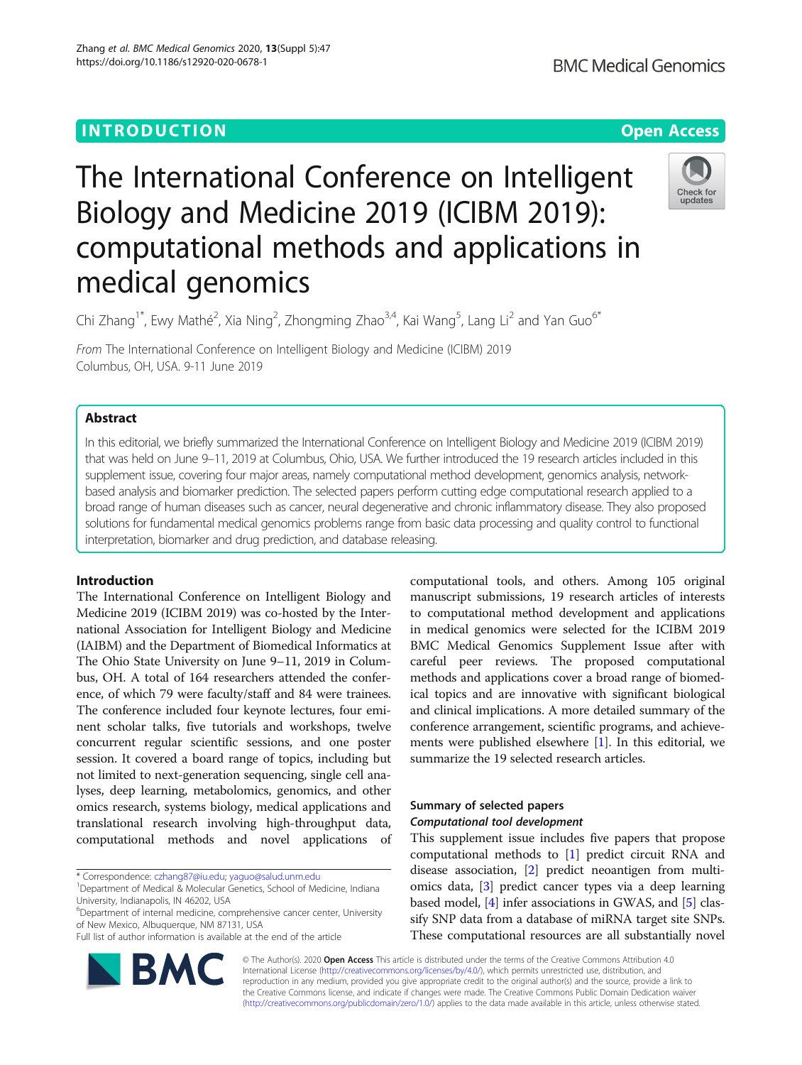# The International Conference on Intelligent Biology and Medicine 2019 (ICIBM 2019): computational methods and applications in medical genomics

Chi Zhang[1*], Ewy Mathé[2], Xia Ning[2], Zhongming Zhao[3,4], Kai Wang[5], Lang Li[2] and Yan Guo[6*]

*From* The International Conference on Intelligent Biology and Medicine (ICIBM) 2019
Columbus, OH, USA. 9-11 June 2019

## Abstract

In this editorial, we briefly summarized the International Conference on Intelligent Biology and Medicine 2019 (ICIBM 2019) that was held on June 9–11, 2019 at Columbus, Ohio, USA. We further introduced the 19 research articles included in this supplement issue, covering four major areas, namely computational method development, genomics analysis, network-based analysis and biomarker prediction. The selected papers perform cutting edge computational research applied to a broad range of human diseases such as cancer, neural degenerative and chronic inflammatory disease. They also proposed solutions for fundamental medical genomics problems range from basic data processing and quality control to functional interpretation, biomarker and drug prediction, and database releasing.

## Introduction

The International Conference on Intelligent Biology and Medicine 2019 (ICIBM 2019) was co-hosted by the International Association for Intelligent Biology and Medicine (IAIBM) and the Department of Biomedical Informatics at The Ohio State University on June 9–11, 2019 in Columbus, OH. A total of 164 researchers attended the conference, of which 79 were faculty/staff and 84 were trainees. The conference included four keynote lectures, four eminent scholar talks, five tutorials and workshops, twelve concurrent regular scientific sessions, and one poster session. It covered a board range of topics, including but not limited to next-generation sequencing, single cell analyses, deep learning, metabolomics, genomics, and other omics research, systems biology, medical applications and translational research involving high-throughput data, computational methods and novel applications of computational tools, and others. Among 105 original manuscript submissions, 19 research articles of interests to computational method development and applications in medical genomics were selected for the ICIBM 2019 BMC Medical Genomics Supplement Issue after with careful peer reviews. The proposed computational methods and applications cover a broad range of biomedical topics and are innovative with significant biological and clinical implications. A more detailed summary of the conference arrangement, scientific programs, and achievements were published elsewhere [1]. In this editorial, we summarize the 19 selected research articles.

## Summary of selected papers

### *Computational tool development*

This supplement issue includes five papers that propose computational methods to [1] predict circuit RNA and disease association, [2] predict neoantigen from multi-omics data, [3] predict cancer types via a deep learning based model, [4] infer associations in GWAS, and [5] classify SNP data from a database of miRNA target site SNPs. These computational resources are all substantially novel

* Correspondence: czhang87@iu.edu; yaguo@salud.unm.edu
[1]Department of Medical & Molecular Genetics, School of Medicine, Indiana University, Indianapolis, IN 46202, USA
[6]Department of internal medicine, comprehensive cancer center, University of New Mexico, Albuquerque, NM 87131, USA
Full list of author information is available at the end of the article

© The Author(s). 2020 **Open Access** This article is distributed under the terms of the Creative Commons Attribution 4.0 International License (http://creativecommons.org/licenses/by/4.0/), which permits unrestricted use, distribution, and reproduction in any medium, provided you give appropriate credit to the original author(s) and the source, provide a link to the Creative Commons license, and indicate if changes were made. The Creative Commons Public Domain Dedication waiver (http://creativecommons.org/publicdomain/zero/1.0/) applies to the data made available in this article, unless otherwise stated.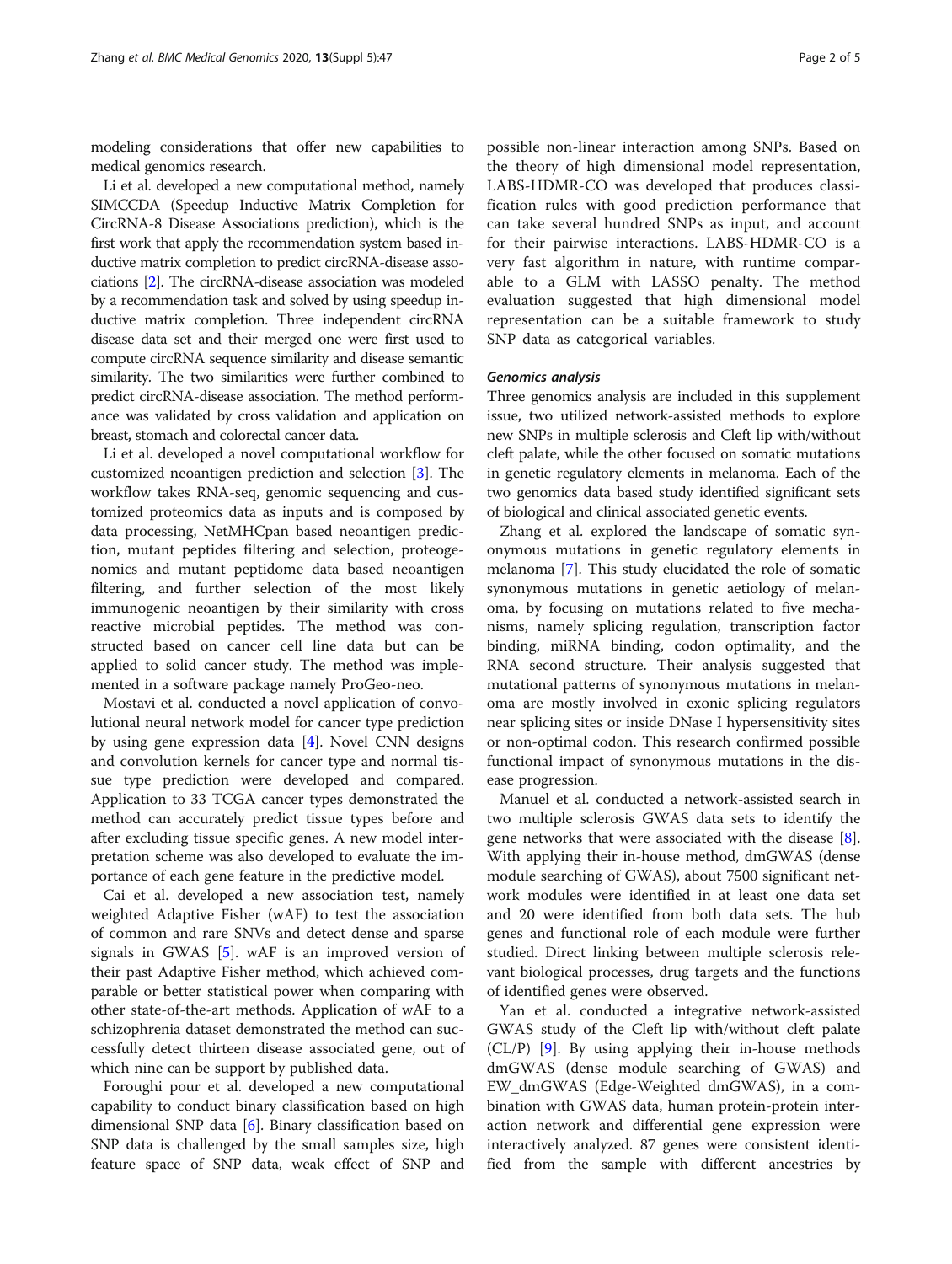modeling considerations that offer new capabilities to medical genomics research.

Li et al. developed a new computational method, namely SIMCCDA (Speedup Inductive Matrix Completion for CircRNA-8 Disease Associations prediction), which is the first work that apply the recommendation system based inductive matrix completion to predict circRNA-disease associations [2]. The circRNA-disease association was modeled by a recommendation task and solved by using speedup inductive matrix completion. Three independent circRNA disease data set and their merged one were first used to compute circRNA sequence similarity and disease semantic similarity. The two similarities were further combined to predict circRNA-disease association. The method performance was validated by cross validation and application on breast, stomach and colorectal cancer data.

Li et al. developed a novel computational workflow for customized neoantigen prediction and selection [3]. The workflow takes RNA-seq, genomic sequencing and customized proteomics data as inputs and is composed by data processing, NetMHCpan based neoantigen prediction, mutant peptides filtering and selection, proteogenomics and mutant peptidome data based neoantigen filtering, and further selection of the most likely immunogenic neoantigen by their similarity with cross reactive microbial peptides. The method was constructed based on cancer cell line data but can be applied to solid cancer study. The method was implemented in a software package namely ProGeo-neo.

Mostavi et al. conducted a novel application of convolutional neural network model for cancer type prediction by using gene expression data [4]. Novel CNN designs and convolution kernels for cancer type and normal tissue type prediction were developed and compared. Application to 33 TCGA cancer types demonstrated the method can accurately predict tissue types before and after excluding tissue specific genes. A new model interpretation scheme was also developed to evaluate the importance of each gene feature in the predictive model.

Cai et al. developed a new association test, namely weighted Adaptive Fisher (wAF) to test the association of common and rare SNVs and detect dense and sparse signals in GWAS [5]. wAF is an improved version of their past Adaptive Fisher method, which achieved comparable or better statistical power when comparing with other state-of-the-art methods. Application of wAF to a schizophrenia dataset demonstrated the method can successfully detect thirteen disease associated gene, out of which nine can be support by published data.

Foroughi pour et al. developed a new computational capability to conduct binary classification based on high dimensional SNP data [6]. Binary classification based on SNP data is challenged by the small samples size, high feature space of SNP data, weak effect of SNP and possible non-linear interaction among SNPs. Based on the theory of high dimensional model representation, LABS-HDMR-CO was developed that produces classification rules with good prediction performance that can take several hundred SNPs as input, and account for their pairwise interactions. LABS-HDMR-CO is a very fast algorithm in nature, with runtime comparable to a GLM with LASSO penalty. The method evaluation suggested that high dimensional model representation can be a suitable framework to study SNP data as categorical variables.

#### *Genomics analysis*

Three genomics analysis are included in this supplement issue, two utilized network-assisted methods to explore new SNPs in multiple sclerosis and Cleft lip with/without cleft palate, while the other focused on somatic mutations in genetic regulatory elements in melanoma. Each of the two genomics data based study identified significant sets of biological and clinical associated genetic events.

Zhang et al. explored the landscape of somatic synonymous mutations in genetic regulatory elements in melanoma [7]. This study elucidated the role of somatic synonymous mutations in genetic aetiology of melanoma, by focusing on mutations related to five mechanisms, namely splicing regulation, transcription factor binding, miRNA binding, codon optimality, and the RNA second structure. Their analysis suggested that mutational patterns of synonymous mutations in melanoma are mostly involved in exonic splicing regulators near splicing sites or inside DNase I hypersensitivity sites or non-optimal codon. This research confirmed possible functional impact of synonymous mutations in the disease progression.

Manuel et al. conducted a network-assisted search in two multiple sclerosis GWAS data sets to identify the gene networks that were associated with the disease [8]. With applying their in-house method, dmGWAS (dense module searching of GWAS), about 7500 significant network modules were identified in at least one data set and 20 were identified from both data sets. The hub genes and functional role of each module were further studied. Direct linking between multiple sclerosis relevant biological processes, drug targets and the functions of identified genes were observed.

Yan et al. conducted a integrative network-assisted GWAS study of the Cleft lip with/without cleft palate (CL/P) [9]. By using applying their in-house methods dmGWAS (dense module searching of GWAS) and EW_dmGWAS (Edge-Weighted dmGWAS), in a combination with GWAS data, human protein-protein interaction network and differential gene expression were interactively analyzed. 87 genes were consistent identified from the sample with different ancestries by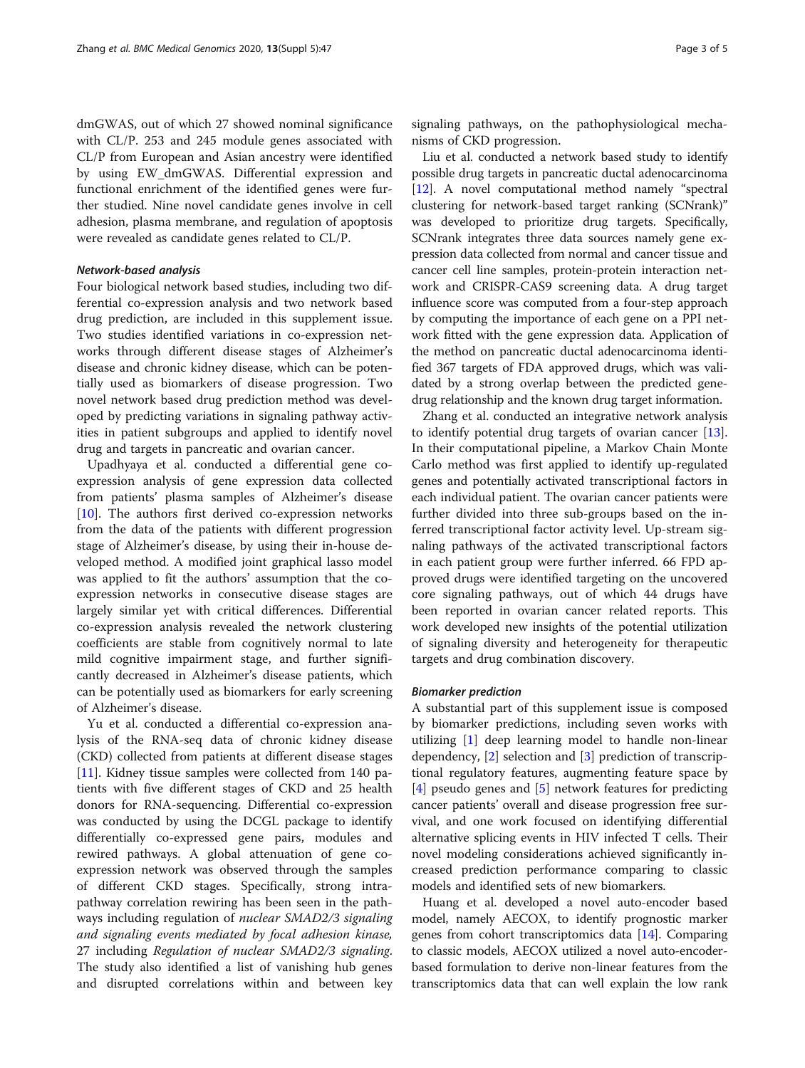dmGWAS, out of which 27 showed nominal significance with CL/P. 253 and 245 module genes associated with CL/P from European and Asian ancestry were identified by using EW_dmGWAS. Differential expression and functional enrichment of the identified genes were further studied. Nine novel candidate genes involve in cell adhesion, plasma membrane, and regulation of apoptosis were revealed as candidate genes related to CL/P.

#### *Network-based analysis*

Four biological network based studies, including two differential co-expression analysis and two network based drug prediction, are included in this supplement issue. Two studies identified variations in co-expression networks through different disease stages of Alzheimer's disease and chronic kidney disease, which can be potentially used as biomarkers of disease progression. Two novel network based drug prediction method was developed by predicting variations in signaling pathway activities in patient subgroups and applied to identify novel drug and targets in pancreatic and ovarian cancer.

Upadhyaya et al. conducted a differential gene co-expression analysis of gene expression data collected from patients' plasma samples of Alzheimer's disease [10]. The authors first derived co-expression networks from the data of the patients with different progression stage of Alzheimer's disease, by using their in-house developed method. A modified joint graphical lasso model was applied to fit the authors' assumption that the co-expression networks in consecutive disease stages are largely similar yet with critical differences. Differential co-expression analysis revealed the network clustering coefficients are stable from cognitively normal to late mild cognitive impairment stage, and further significantly decreased in Alzheimer's disease patients, which can be potentially used as biomarkers for early screening of Alzheimer's disease.

Yu et al. conducted a differential co-expression analysis of the RNA-seq data of chronic kidney disease (CKD) collected from patients at different disease stages [11]. Kidney tissue samples were collected from 140 patients with five different stages of CKD and 25 health donors for RNA-sequencing. Differential co-expression was conducted by using the DCGL package to identify differentially co-expressed gene pairs, modules and rewired pathways. A global attenuation of gene co-expression network was observed through the samples of different CKD stages. Specifically, strong intra-pathway correlation rewiring has been seen in the pathways including regulation of *nuclear SMAD2/3 signaling and signaling events mediated by focal adhesion kinase*, 27 including *Regulation of nuclear SMAD2/3 signaling*. The study also identified a list of vanishing hub genes and disrupted correlations within and between key signaling pathways, on the pathophysiological mechanisms of CKD progression.

Liu et al. conducted a network based study to identify possible drug targets in pancreatic ductal adenocarcinoma [12]. A novel computational method namely "spectral clustering for network-based target ranking (SCNrank)" was developed to prioritize drug targets. Specifically, SCNrank integrates three data sources namely gene expression data collected from normal and cancer tissue and cancer cell line samples, protein-protein interaction network and CRISPR-CAS9 screening data. A drug target influence score was computed from a four-step approach by computing the importance of each gene on a PPI network fitted with the gene expression data. Application of the method on pancreatic ductal adenocarcinoma identified 367 targets of FDA approved drugs, which was validated by a strong overlap between the predicted gene-drug relationship and the known drug target information.

Zhang et al. conducted an integrative network analysis to identify potential drug targets of ovarian cancer [13]. In their computational pipeline, a Markov Chain Monte Carlo method was first applied to identify up-regulated genes and potentially activated transcriptional factors in each individual patient. The ovarian cancer patients were further divided into three sub-groups based on the inferred transcriptional factor activity level. Up-stream signaling pathways of the activated transcriptional factors in each patient group were further inferred. 66 FPD approved drugs were identified targeting on the uncovered core signaling pathways, out of which 44 drugs have been reported in ovarian cancer related reports. This work developed new insights of the potential utilization of signaling diversity and heterogeneity for therapeutic targets and drug combination discovery.

#### *Biomarker prediction*

A substantial part of this supplement issue is composed by biomarker predictions, including seven works with utilizing [1] deep learning model to handle non-linear dependency, [2] selection and [3] prediction of transcriptional regulatory features, augmenting feature space by [4] pseudo genes and [5] network features for predicting cancer patients' overall and disease progression free survival, and one work focused on identifying differential alternative splicing events in HIV infected T cells. Their novel modeling considerations achieved significantly increased prediction performance comparing to classic models and identified sets of new biomarkers.

Huang et al. developed a novel auto-encoder based model, namely AECOX, to identify prognostic marker genes from cohort transcriptomics data [14]. Comparing to classic models, AECOX utilized a novel auto-encoder-based formulation to derive non-linear features from the transcriptomics data that can well explain the low rank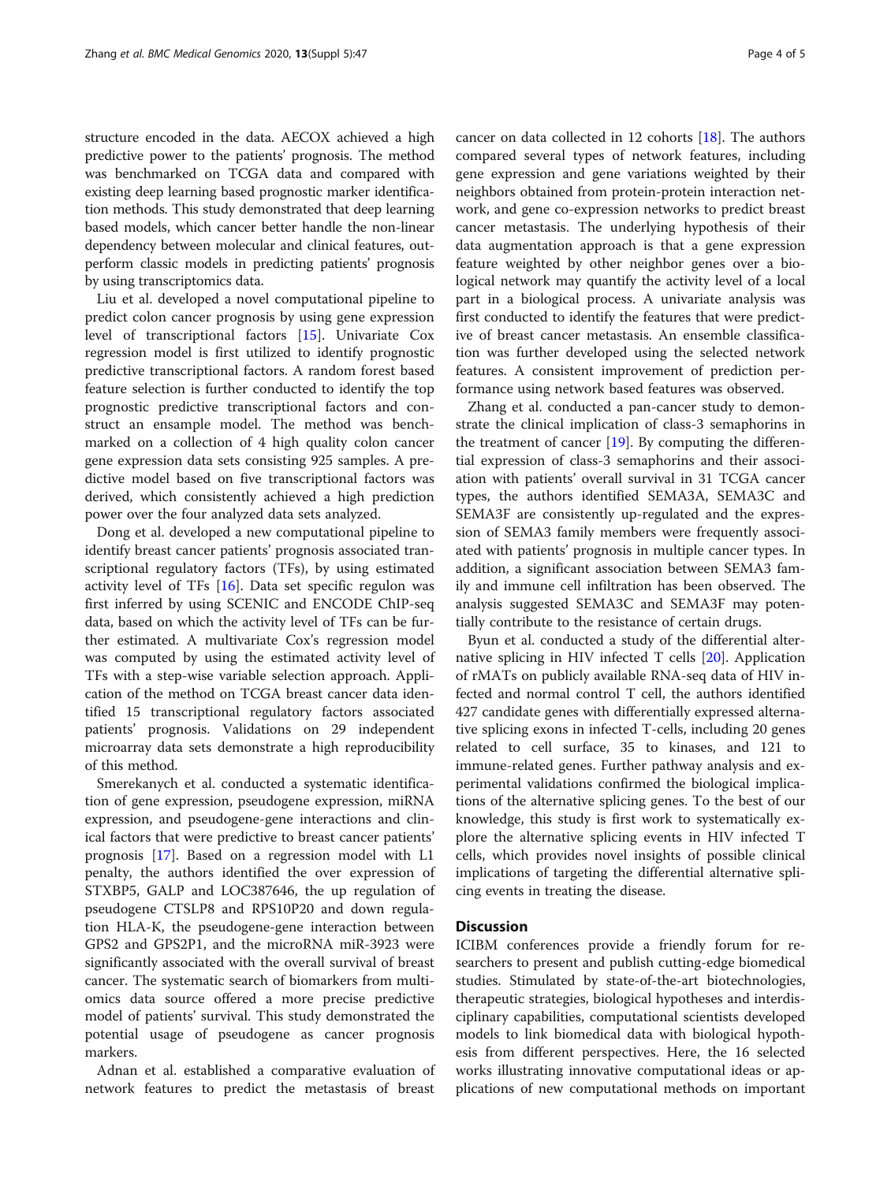structure encoded in the data. AECOX achieved a high predictive power to the patients' prognosis. The method was benchmarked on TCGA data and compared with existing deep learning based prognostic marker identification methods. This study demonstrated that deep learning based models, which cancer better handle the non-linear dependency between molecular and clinical features, outperform classic models in predicting patients' prognosis by using transcriptomics data.

Liu et al. developed a novel computational pipeline to predict colon cancer prognosis by using gene expression level of transcriptional factors [15]. Univariate Cox regression model is first utilized to identify prognostic predictive transcriptional factors. A random forest based feature selection is further conducted to identify the top prognostic predictive transcriptional factors and construct an ensample model. The method was benchmarked on a collection of 4 high quality colon cancer gene expression data sets consisting 925 samples. A predictive model based on five transcriptional factors was derived, which consistently achieved a high prediction power over the four analyzed data sets analyzed.

Dong et al. developed a new computational pipeline to identify breast cancer patients' prognosis associated transcriptional regulatory factors (TFs), by using estimated activity level of TFs [16]. Data set specific regulon was first inferred by using SCENIC and ENCODE ChIP-seq data, based on which the activity level of TFs can be further estimated. A multivariate Cox's regression model was computed by using the estimated activity level of TFs with a step-wise variable selection approach. Application of the method on TCGA breast cancer data identified 15 transcriptional regulatory factors associated patients' prognosis. Validations on 29 independent microarray data sets demonstrate a high reproducibility of this method.

Smerekanych et al. conducted a systematic identification of gene expression, pseudogene expression, miRNA expression, and pseudogene-gene interactions and clinical factors that were predictive to breast cancer patients' prognosis [17]. Based on a regression model with L1 penalty, the authors identified the over expression of STXBP5, GALP and LOC387646, the up regulation of pseudogene CTSLP8 and RPS10P20 and down regulation HLA-K, the pseudogene-gene interaction between GPS2 and GPS2P1, and the microRNA miR-3923 were significantly associated with the overall survival of breast cancer. The systematic search of biomarkers from multi-omics data source offered a more precise predictive model of patients' survival. This study demonstrated the potential usage of pseudogene as cancer prognosis markers.

Adnan et al. established a comparative evaluation of network features to predict the metastasis of breast cancer on data collected in 12 cohorts [18]. The authors compared several types of network features, including gene expression and gene variations weighted by their neighbors obtained from protein-protein interaction network, and gene co-expression networks to predict breast cancer metastasis. The underlying hypothesis of their data augmentation approach is that a gene expression feature weighted by other neighbor genes over a biological network may quantify the activity level of a local part in a biological process. A univariate analysis was first conducted to identify the features that were predictive of breast cancer metastasis. An ensemble classification was further developed using the selected network features. A consistent improvement of prediction performance using network based features was observed.

Zhang et al. conducted a pan-cancer study to demonstrate the clinical implication of class-3 semaphorins in the treatment of cancer [19]. By computing the differential expression of class-3 semaphorins and their association with patients' overall survival in 31 TCGA cancer types, the authors identified SEMA3A, SEMA3C and SEMA3F are consistently up-regulated and the expression of SEMA3 family members were frequently associated with patients' prognosis in multiple cancer types. In addition, a significant association between SEMA3 family and immune cell infiltration has been observed. The analysis suggested SEMA3C and SEMA3F may potentially contribute to the resistance of certain drugs.

Byun et al. conducted a study of the differential alternative splicing in HIV infected T cells [20]. Application of rMATs on publicly available RNA-seq data of HIV infected and normal control T cell, the authors identified 427 candidate genes with differentially expressed alternative splicing exons in infected T-cells, including 20 genes related to cell surface, 35 to kinases, and 121 to immune-related genes. Further pathway analysis and experimental validations confirmed the biological implications of the alternative splicing genes. To the best of our knowledge, this study is first work to systematically explore the alternative splicing events in HIV infected T cells, which provides novel insights of possible clinical implications of targeting the differential alternative splicing events in treating the disease.

## Discussion

ICIBM conferences provide a friendly forum for researchers to present and publish cutting-edge biomedical studies. Stimulated by state-of-the-art biotechnologies, therapeutic strategies, biological hypotheses and interdisciplinary capabilities, computational scientists developed models to link biomedical data with biological hypothesis from different perspectives. Here, the 16 selected works illustrating innovative computational ideas or applications of new computational methods on important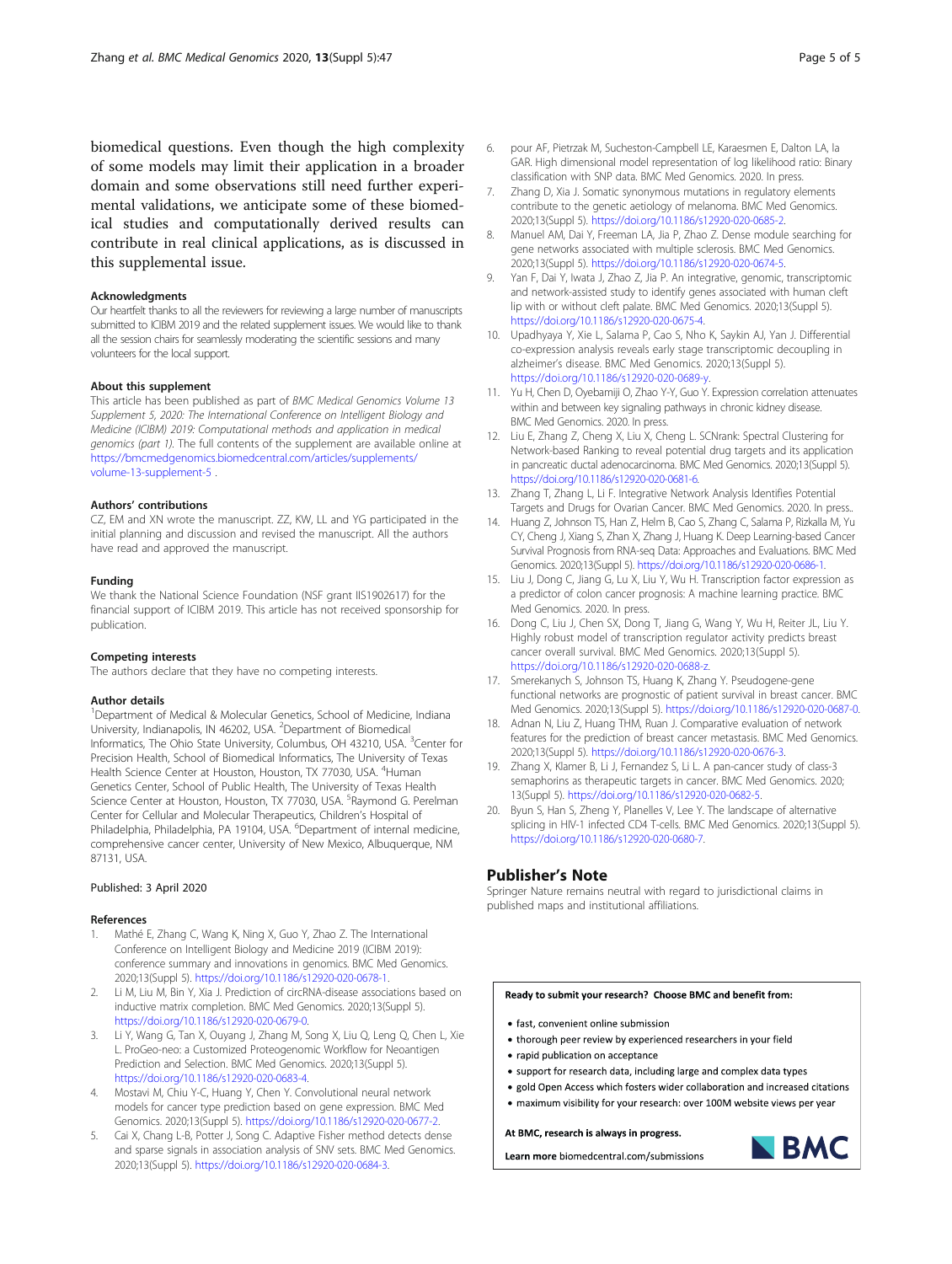biomedical questions. Even though the high complexity of some models may limit their application in a broader domain and some observations still need further experimental validations, we anticipate some of these biomedical studies and computationally derived results can contribute in real clinical applications, as is discussed in this supplemental issue.

#### Acknowledgments
Our heartfelt thanks to all the reviewers for reviewing a large number of manuscripts submitted to ICIBM 2019 and the related supplement issues. We would like to thank all the session chairs for seamlessly moderating the scientific sessions and many volunteers for the local support.

#### About this supplement
This article has been published as part of *BMC Medical Genomics Volume 13 Supplement 5, 2020: The International Conference on Intelligent Biology and Medicine (ICIBM) 2019: Computational methods and application in medical genomics (part 1)*. The full contents of the supplement are available online at https://bmcmedgenomics.biomedcentral.com/articles/supplements/volume-13-supplement-5 .

#### Authors' contributions
CZ, EM and XN wrote the manuscript. ZZ, KW, LL and YG participated in the initial planning and discussion and revised the manuscript. All the authors have read and approved the manuscript.

#### Funding
We thank the National Science Foundation (NSF grant IIS1902617) for the financial support of ICIBM 2019. This article has not received sponsorship for publication.

#### Competing interests
The authors declare that they have no competing interests.

#### Author details
[1]Department of Medical & Molecular Genetics, School of Medicine, Indiana University, Indianapolis, IN 46202, USA. [2]Department of Biomedical Informatics, The Ohio State University, Columbus, OH 43210, USA. [3]Center for Precision Health, School of Biomedical Informatics, The University of Texas Health Science Center at Houston, Houston, TX 77030, USA. [4]Human Genetics Center, School of Public Health, The University of Texas Health Science Center at Houston, Houston, TX 77030, USA. [5]Raymond G. Perelman Center for Cellular and Molecular Therapeutics, Children's Hospital of Philadelphia, Philadelphia, PA 19104, USA. [6]Department of internal medicine, comprehensive cancer center, University of New Mexico, Albuquerque, NM 87131, USA.

Published: 3 April 2020

#### References
1. Mathé E, Zhang C, Wang K, Ning X, Guo Y, Zhao Z. The International Conference on Intelligent Biology and Medicine 2019 (ICIBM 2019): conference summary and innovations in genomics. BMC Med Genomics. 2020;13(Suppl 5). https://doi.org/10.1186/s12920-020-0678-1.
2. Li M, Liu M, Bin Y, Xia J. Prediction of circRNA-disease associations based on inductive matrix completion. BMC Med Genomics. 2020;13(Suppl 5). https://doi.org/10.1186/s12920-020-0679-0.
3. Li Y, Wang G, Tan X, Ouyang J, Zhang M, Song X, Liu Q, Leng Q, Chen L, Xie L. ProGeo-neo: a Customized Proteogenomic Workflow for Neoantigen Prediction and Selection. BMC Med Genomics. 2020;13(Suppl 5). https://doi.org/10.1186/s12920-020-0683-4.
4. Mostavi M, Chiu Y-C, Huang Y, Chen Y. Convolutional neural network models for cancer type prediction based on gene expression. BMC Med Genomics. 2020;13(Suppl 5). https://doi.org/10.1186/s12920-020-0677-2.
5. Cai X, Chang L-B, Potter J, Song C. Adaptive Fisher method detects dense and sparse signals in association analysis of SNV sets. BMC Med Genomics. 2020;13(Suppl 5). https://doi.org/10.1186/s12920-020-0684-3.
6. pour AF, Pietrzak M, Sucheston-Campbell LE, Karaesmen E, Dalton LA, la GAR. High dimensional model representation of log likelihood ratio: Binary classification with SNP data. BMC Med Genomics. 2020. In press.
7. Zhang D, Xia J. Somatic synonymous mutations in regulatory elements contribute to the genetic aetiology of melanoma. BMC Med Genomics. 2020;13(Suppl 5). https://doi.org/10.1186/s12920-020-0685-2.
8. Manuel AM, Dai Y, Freeman LA, Jia P, Zhao Z. Dense module searching for gene networks associated with multiple sclerosis. BMC Med Genomics. 2020;13(Suppl 5). https://doi.org/10.1186/s12920-020-0674-5.
9. Yan F, Dai Y, Iwata J, Zhao Z, Jia P. An integrative, genomic, transcriptomic and network-assisted study to identify genes associated with human cleft lip with or without cleft palate. BMC Med Genomics. 2020;13(Suppl 5). https://doi.org/10.1186/s12920-020-0675-4.
10. Upadhyaya Y, Xie L, Salama P, Cao S, Nho K, Saykin AJ, Yan J. Differential co-expression analysis reveals early stage transcriptomic decoupling in alzheimer's disease. BMC Med Genomics. 2020;13(Suppl 5). https://doi.org/10.1186/s12920-020-0689-y.
11. Yu H, Chen D, Oyebamiji O, Zhao Y-Y, Guo Y. Expression correlation attenuates within and between key signaling pathways in chronic kidney disease. BMC Med Genomics. 2020. In press.
12. Liu E, Zhang Z, Cheng X, Liu X, Cheng L. SCNrank: Spectral Clustering for Network-based Ranking to reveal potential drug targets and its application in pancreatic ductal adenocarcinoma. BMC Med Genomics. 2020;13(Suppl 5). https://doi.org/10.1186/s12920-020-0681-6.
13. Zhang T, Zhang L, Li F. Integrative Network Analysis Identifies Potential Targets and Drugs for Ovarian Cancer. BMC Med Genomics. 2020. In press..
14. Huang Z, Johnson TS, Han Z, Helm B, Cao S, Zhang C, Salama P, Rizkalla M, Yu CY, Cheng J, Xiang S, Zhan X, Zhang J, Huang K. Deep Learning-based Cancer Survival Prognosis from RNA-seq Data: Approaches and Evaluations. BMC Med Genomics. 2020;13(Suppl 5). https://doi.org/10.1186/s12920-020-0686-1.
15. Liu J, Dong C, Jiang G, Lu X, Liu Y, Wu H. Transcription factor expression as a predictor of colon cancer prognosis: A machine learning practice. BMC Med Genomics. 2020. In press.
16. Dong C, Liu J, Chen SX, Dong T, Jiang G, Wang Y, Wu H, Reiter JL, Liu Y. Highly robust model of transcription regulator activity predicts breast cancer overall survival. BMC Med Genomics. 2020;13(Suppl 5). https://doi.org/10.1186/s12920-020-0688-z.
17. Smerekanych S, Johnson TS, Huang K, Zhang Y. Pseudogene-gene functional networks are prognostic of patient survival in breast cancer. BMC Med Genomics. 2020;13(Suppl 5). https://doi.org/10.1186/s12920-020-0687-0.
18. Adnan N, Liu Z, Huang THM, Ruan J. Comparative evaluation of network features for the prediction of breast cancer metastasis. BMC Med Genomics. 2020;13(Suppl 5). https://doi.org/10.1186/s12920-020-0676-3.
19. Zhang X, Klamer B, Li J, Fernandez S, Li L. A pan-cancer study of class-3 semaphorins as therapeutic targets in cancer. BMC Med Genomics. 2020; 13(Suppl 5). https://doi.org/10.1186/s12920-020-0682-5.
20. Byun S, Han S, Zheng Y, Planelles V, Lee Y. The landscape of alternative splicing in HIV-1 infected CD4 T-cells. BMC Med Genomics. 2020;13(Suppl 5). https://doi.org/10.1186/s12920-020-0680-7.

## Publisher's Note
Springer Nature remains neutral with regard to jurisdictional claims in published maps and institutional affiliations.

**Ready to submit your research? Choose BMC and benefit from:**

- fast, convenient online submission
- thorough peer review by experienced researchers in your field
- rapid publication on acceptance
- support for research data, including large and complex data types
- gold Open Access which fosters wider collaboration and increased citations
- maximum visibility for your research: over 100M website views per year

**At BMC, research is always in progress.**

**Learn more** biomedcentral.com/submissions

BMC